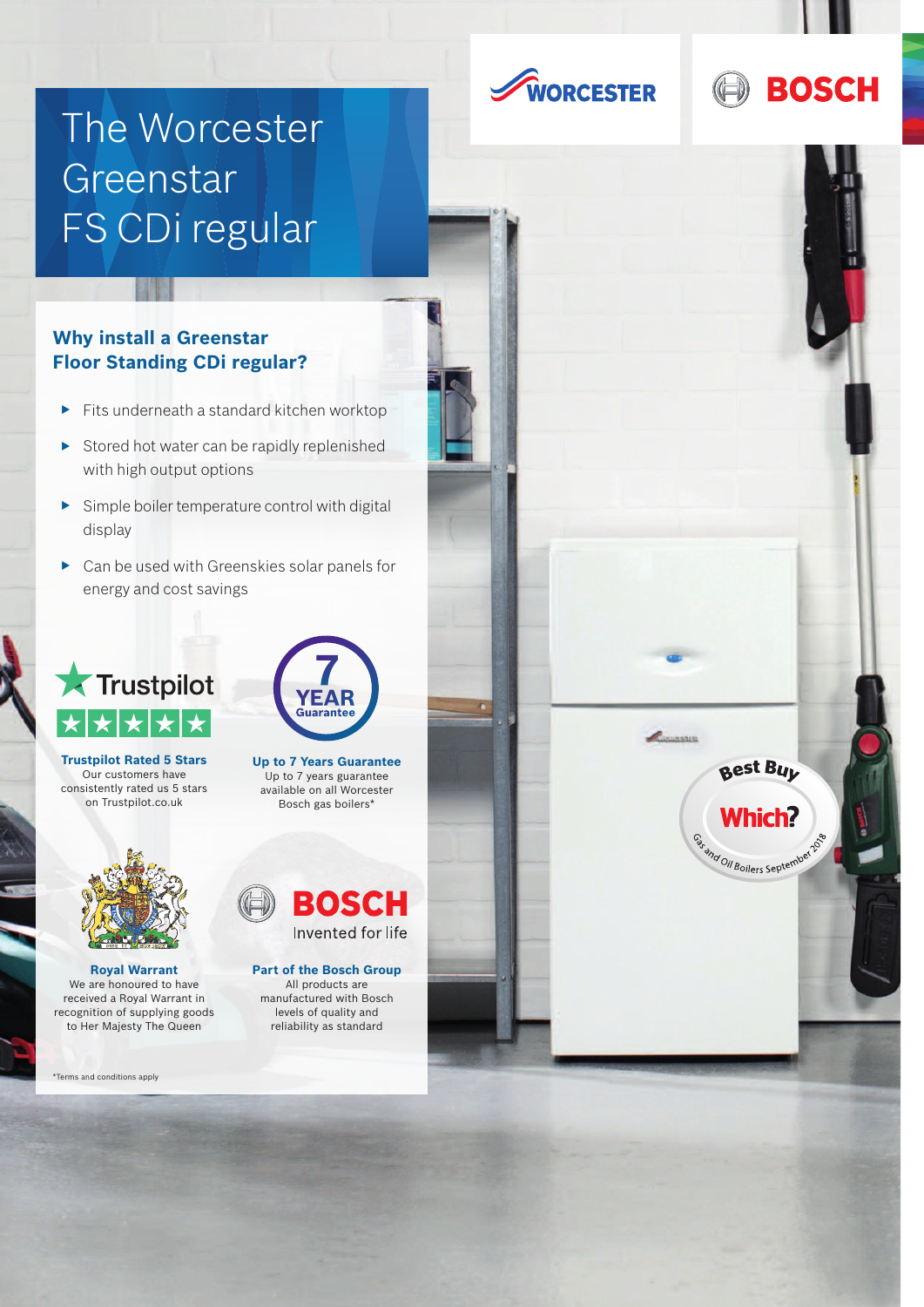WORCESTER

BOSCH

# The Worcester Greenstar FS CDi regular

## Why install a Greenstar Floor Standing CDi regular?

- Fits underneath a standard kitchen worktop
- Stored hot water can be rapidly replenished with high output options
- Simple boiler temperature control with digital display
- Can be used with Greenskies solar panels for energy and cost savings

**Trustpilot Rated 5 Stars**
Our customers have consistently rated us 5 stars on Trustpilot.co.uk

**Up to 7 Years Guarantee**
Up to 7 years guarantee available on all Worcester Bosch gas boilers*

**Royal Warrant**
We are honoured to have received a Royal Warrant in recognition of supplying goods to Her Majesty The Queen

**Part of the Bosch Group**
All products are manufactured with Bosch levels of quality and reliability as standard

BOSCH
Invented for life

Best Buy
Which?
Gas and Oil Boilers September 2018

*Terms and conditions apply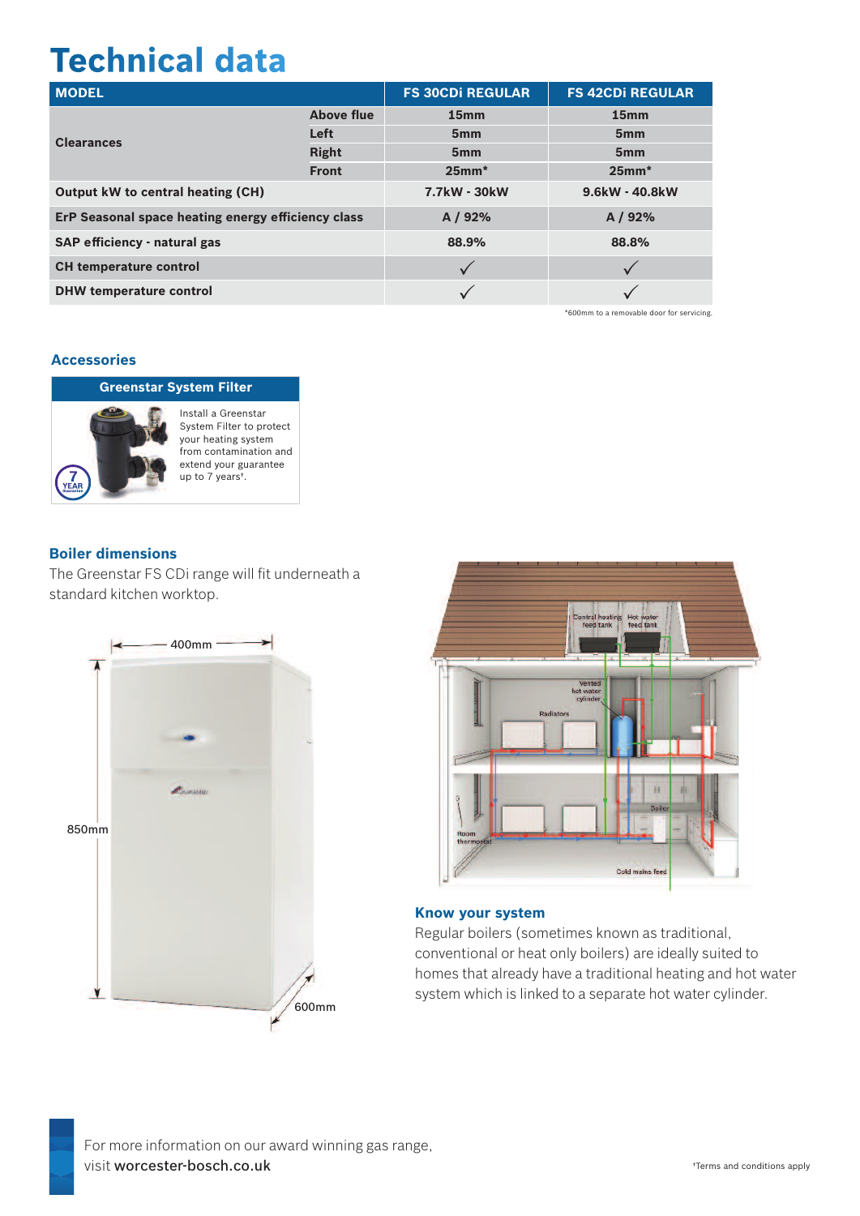# Technical data

| MODEL | | FS 30CDi REGULAR | FS 42CDi REGULAR |
|---|---|---|---|
| Clearances | Above flue | 15mm | 15mm |
| | Left | 5mm | 5mm |
| | Right | 5mm | 5mm |
| | Front | 25mm* | 25mm* |
| Output kW to central heating (CH) | | 7.7kW - 30kW | 9.6kW - 40.8kW |
| ErP Seasonal space heating energy efficiency class | | A / 92% | A / 92% |
| SAP efficiency - natural gas | | 88.9% | 88.8% |
| CH temperature control | | ✓ | ✓ |
| DHW temperature control | | ✓ | ✓ |

*600mm to a removable door for servicing.

## Accessories

**Greenstar System Filter**

Install a Greenstar System Filter to protect your heating system from contamination and extend your guarantee up to 7 years†.

7 YEAR Guarantee

## Boiler dimensions

The Greenstar FS CDi range will fit underneath a standard kitchen worktop.

400mm

850mm

600mm

Central heating feed tank

Hot water feed tank

Vented hot water cylinder

Radiators

Boiler

Room thermostat

Cold mains feed

## Know your system

Regular boilers (sometimes known as traditional, conventional or heat only boilers) are ideally suited to homes that already have a traditional heating and hot water system which is linked to a separate hot water cylinder.

For more information on our award winning gas range, visit **worcester-bosch.co.uk**

†Terms and conditions apply